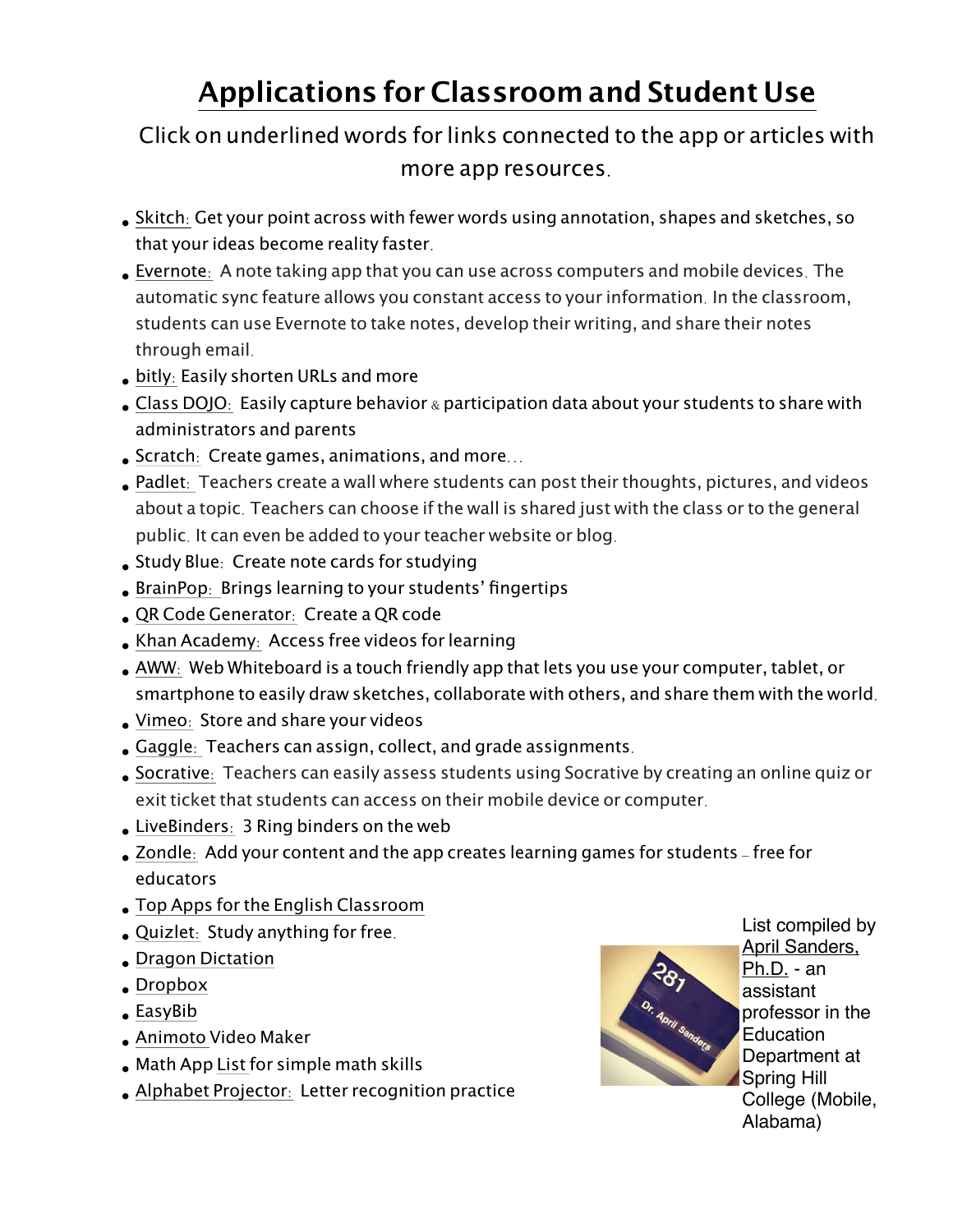# Applications for Classroom and Student Use

Click on underlined words for links connected to the app or articles with more app resources.

- Skitch: Get your point across with fewer words using annotation, shapes and sketches, so that your ideas become reality faster.
- Evernote: A note taking app that you can use across computers and mobile devices. The automatic sync feature allows you constant access to your information. In the classroom, students can use Evernote to take notes, develop their writing, and share their notes through email.
- bitly: Easily shorten URLs and more
- Class DOJO: Easily capture behavior & participation data about your students to share with administrators and parents
- Scratch: Create games, animations, and more...
- Padlet: Teachers create a wall where students can post their thoughts, pictures, and videos about a topic. Teachers can choose if the wall is shared just with the class or to the general public. It can even be added to your teacher website or blog.
- Study Blue: Create note cards for studying
- BrainPop: Brings learning to your students' fingertips
- QR Code Generator: Create a QR code
- Khan Academy: Access free videos for learning
- AWW: Web Whiteboard is a touch friendly app that lets you use your computer, tablet, or smartphone to easily draw sketches, collaborate with others, and share them with the world.
- Vimeo: Store and share your videos
- Gaggle: Teachers can assign, collect, and grade assignments.
- Socrative: Teachers can easily assess students using Socrative by creating an online quiz or exit ticket that students can access on their mobile device or computer.
- LiveBinders: 3 Ring binders on the web
- Zondle: Add your content and the app creates learning games for students – free for educators
- Top Apps for the English Classroom
- Quizlet: Study anything for free.
- Dragon Dictation
- Dropbox
- EasyBib
- Animoto Video Maker
- Math App List for simple math skills
- Alphabet Projector: Letter recognition practice

List compiled by April Sanders, Ph.D. - an assistant professor in the Education Department at Spring Hill College (Mobile, Alabama)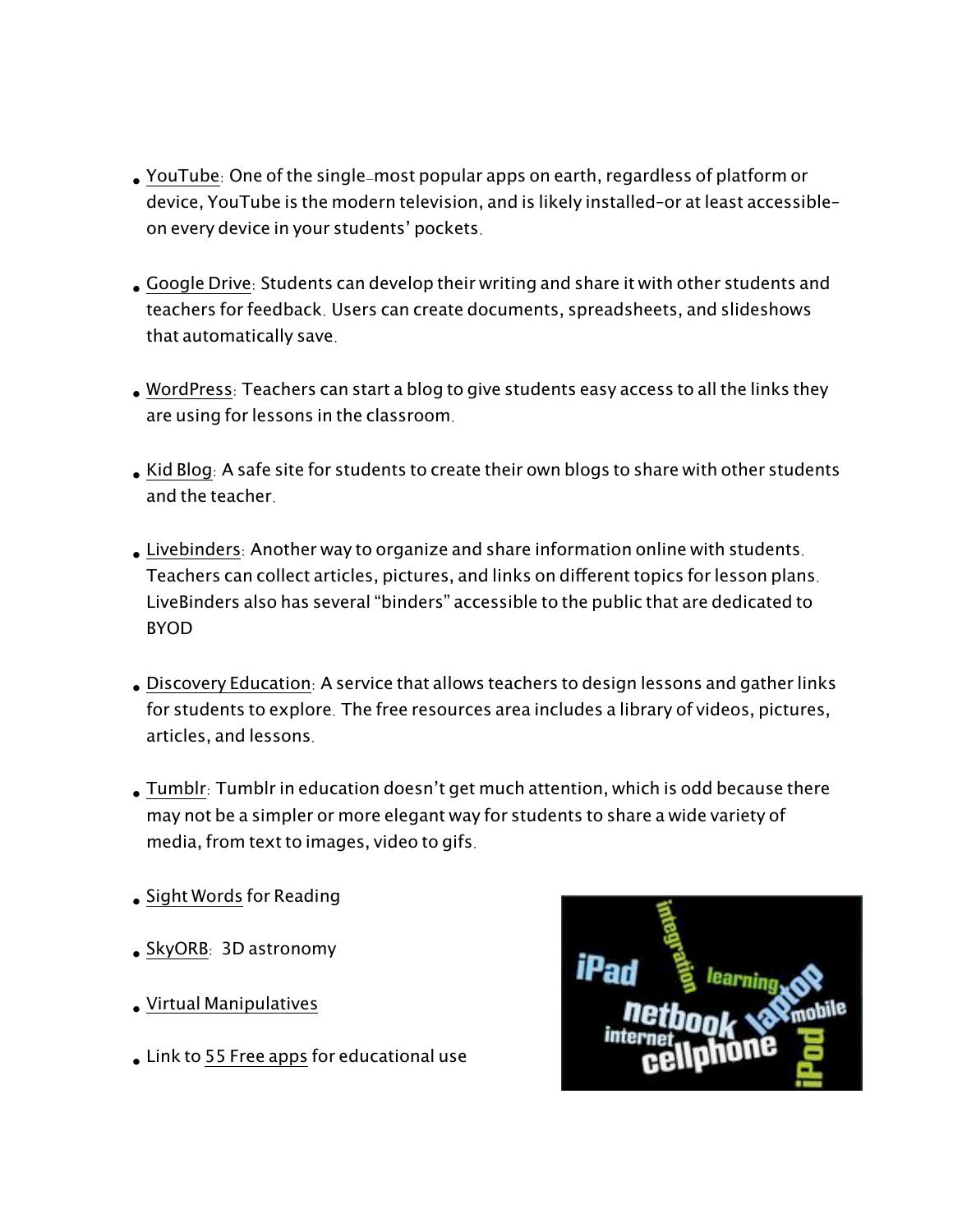- YouTube: One of the single–most popular apps on earth, regardless of platform or device, YouTube is the modern television, and is likely installed–or at least accessible–on every device in your students' pockets.

- Google Drive: Students can develop their writing and share it with other students and teachers for feedback. Users can create documents, spreadsheets, and slideshows that automatically save.

- WordPress: Teachers can start a blog to give students easy access to all the links they are using for lessons in the classroom.

- Kid Blog: A safe site for students to create their own blogs to share with other students and the teacher.

- Livebinders: Another way to organize and share information online with students. Teachers can collect articles, pictures, and links on different topics for lesson plans. LiveBinders also has several "binders" accessible to the public that are dedicated to BYOD

- Discovery Education: A service that allows teachers to design lessons and gather links for students to explore. The free resources area includes a library of videos, pictures, articles, and lessons.

- Tumblr: Tumblr in education doesn't get much attention, which is odd because there may not be a simpler or more elegant way for students to share a wide variety of media, from text to images, video to gifs.

- Sight Words for Reading

- SkyORB: 3D astronomy

- Virtual Manipulatives

- Link to 55 Free apps for educational use